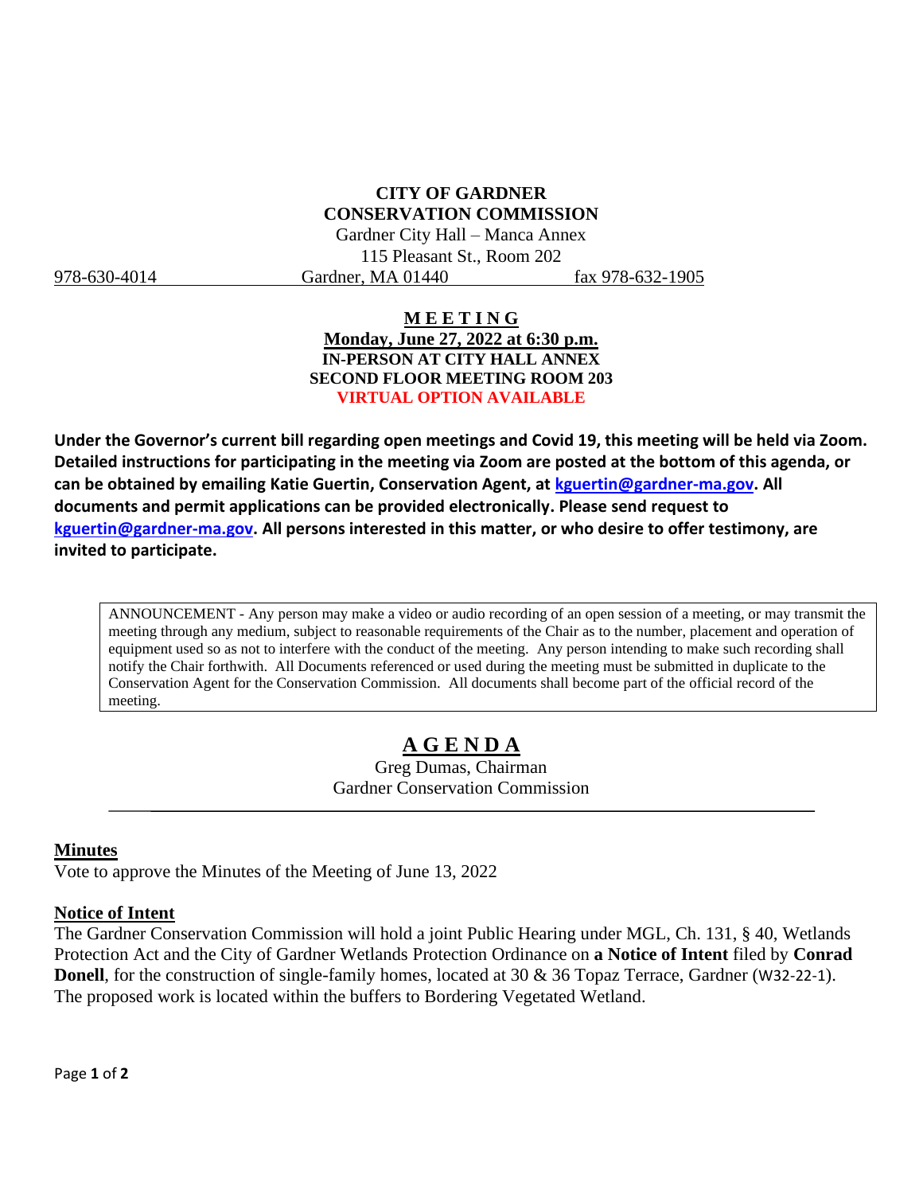**CITY OF GARDNER**
**CONSERVATION COMMISSION**
Gardner City Hall – Manca Annex
115 Pleasant St., Room 202

978-630-4014 Gardner, MA 01440 fax 978-632-1905

## MEETING

**Monday, June 27, 2022 at 6:30 p.m.**
**IN-PERSON AT CITY HALL ANNEX**
**SECOND FLOOR MEETING ROOM 203**
**VIRTUAL OPTION AVAILABLE**

**Under the Governor's current bill regarding open meetings and Covid 19, this meeting will be held via Zoom. Detailed instructions for participating in the meeting via Zoom are posted at the bottom of this agenda, or can be obtained by emailing Katie Guertin, Conservation Agent, at kguertin@gardner-ma.gov. All documents and permit applications can be provided electronically. Please send request to kguertin@gardner-ma.gov. All persons interested in this matter, or who desire to offer testimony, are invited to participate.**

ANNOUNCEMENT - Any person may make a video or audio recording of an open session of a meeting, or may transmit the meeting through any medium, subject to reasonable requirements of the Chair as to the number, placement and operation of equipment used so as not to interfere with the conduct of the meeting. Any person intending to make such recording shall notify the Chair forthwith. All Documents referenced or used during the meeting must be submitted in duplicate to the Conservation Agent for the Conservation Commission. All documents shall become part of the official record of the meeting.

# AGENDA

Greg Dumas, Chairman
Gardner Conservation Commission

## Minutes

Vote to approve the Minutes of the Meeting of June 13, 2022

## Notice of Intent

The Gardner Conservation Commission will hold a joint Public Hearing under MGL, Ch. 131, § 40, Wetlands Protection Act and the City of Gardner Wetlands Protection Ordinance on **a Notice of Intent** filed by **Conrad Donell**, for the construction of single-family homes, located at 30 & 36 Topaz Terrace, Gardner (W32-22-1). The proposed work is located within the buffers to Bordering Vegetated Wetland.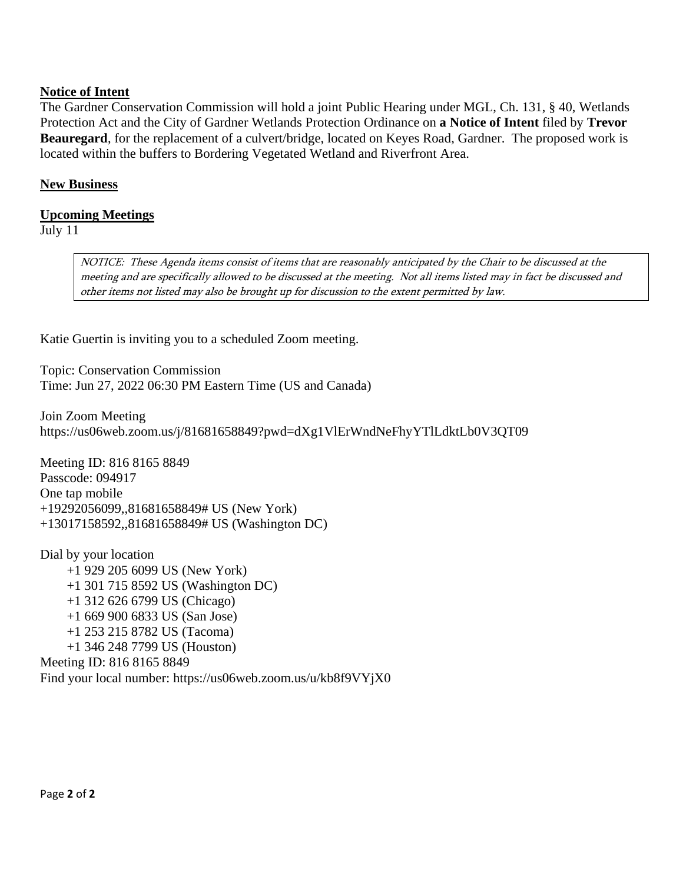**Notice of Intent**

The Gardner Conservation Commission will hold a joint Public Hearing under MGL, Ch. 131, § 40, Wetlands Protection Act and the City of Gardner Wetlands Protection Ordinance on **a Notice of Intent** filed by **Trevor Beauregard**, for the replacement of a culvert/bridge, located on Keyes Road, Gardner. The proposed work is located within the buffers to Bordering Vegetated Wetland and Riverfront Area.

**New Business**

**Upcoming Meetings**

July 11

> *NOTICE: These Agenda items consist of items that are reasonably anticipated by the Chair to be discussed at the meeting and are specifically allowed to be discussed at the meeting. Not all items listed may in fact be discussed and other items not listed may also be brought up for discussion to the extent permitted by law.*

Katie Guertin is inviting you to a scheduled Zoom meeting.

Topic: Conservation Commission
Time: Jun 27, 2022 06:30 PM Eastern Time (US and Canada)

Join Zoom Meeting
https://us06web.zoom.us/j/81681658849?pwd=dXg1VlErWndNeFhyYTlLdktLb0V3QT09

Meeting ID: 816 8165 8849
Passcode: 094917
One tap mobile
+19292056099,,81681658849# US (New York)
+13017158592,,81681658849# US (Washington DC)

Dial by your location
- +1 929 205 6099 US (New York)
- +1 301 715 8592 US (Washington DC)
- +1 312 626 6799 US (Chicago)
- +1 669 900 6833 US (San Jose)
- +1 253 215 8782 US (Tacoma)
- +1 346 248 7799 US (Houston)

Meeting ID: 816 8165 8849
Find your local number: https://us06web.zoom.us/u/kb8f9VYjX0